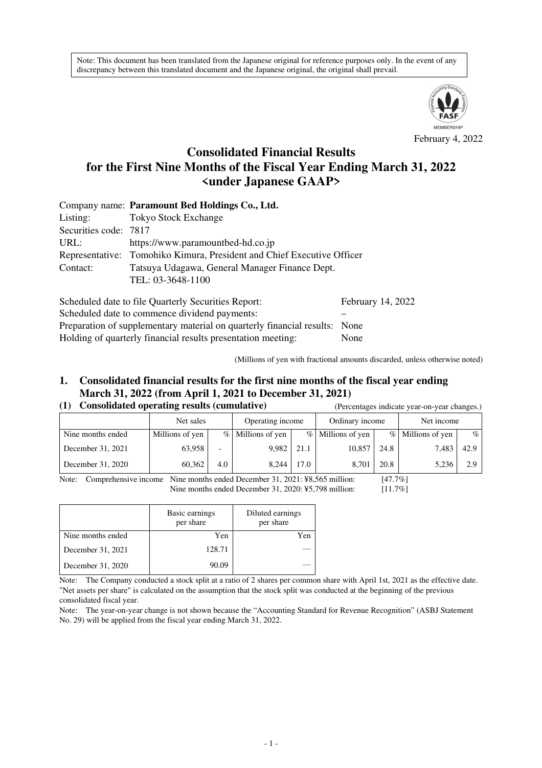Note: This document has been translated from the Japanese original for reference purposes only. In the event of any discrepancy between this translated document and the Japanese original, the original shall prevail.

February 4, 2022

# Consolidated Financial Results for the First Nine Months of the Fiscal Year Ending March 31, 2022 <under Japanese GAAP>

Company name: **Paramount Bed Holdings Co., Ltd.**
Listing: Tokyo Stock Exchange
Securities code: 7817
URL: https://www.paramountbed-hd.co.jp
Representative: Tomohiko Kimura, President and Chief Executive Officer
Contact: Tatsuya Udagawa, General Manager Finance Dept.
TEL: 03-3648-1100

Scheduled date to file Quarterly Securities Report: February 14, 2022
Scheduled date to commence dividend payments: –
Preparation of supplementary material on quarterly financial results: None
Holding of quarterly financial results presentation meeting: None

(Millions of yen with fractional amounts discarded, unless otherwise noted)

## 1. Consolidated financial results for the first nine months of the fiscal year ending March 31, 2022 (from April 1, 2021 to December 31, 2021)

### (1) Consolidated operating results (cumulative)

(Percentages indicate year-on-year changes.)

| | Net sales | | Operating income | | Ordinary income | | Net income | |
|---|---|---|---|---|---|---|---|---|
| Nine months ended | Millions of yen | % | Millions of yen | % | Millions of yen | % | Millions of yen | % |
| December 31, 2021 | 63,958 | - | 9,982 | 21.1 | 10,857 | 24.8 | 7,483 | 42.9 |
| December 31, 2020 | 60,362 | 4.0 | 8,244 | 17.0 | 8,701 | 20.8 | 5,236 | 2.9 |

Note: Comprehensive income Nine months ended December 31, 2021: ¥8,565 million: [47.7%]
Nine months ended December 31, 2020: ¥5,798 million: [11.7%]

| | Basic earnings per share | Diluted earnings per share |
|---|---|---|
| Nine months ended | Yen | Yen |
| December 31, 2021 | 128.71 | — |
| December 31, 2020 | 90.09 | — |

Note: The Company conducted a stock split at a ratio of 2 shares per common share with April 1st, 2021 as the effective date. "Net assets per share" is calculated on the assumption that the stock split was conducted at the beginning of the previous consolidated fiscal year.

Note: The year-on-year change is not shown because the "Accounting Standard for Revenue Recognition" (ASBJ Statement No. 29) will be applied from the fiscal year ending March 31, 2022.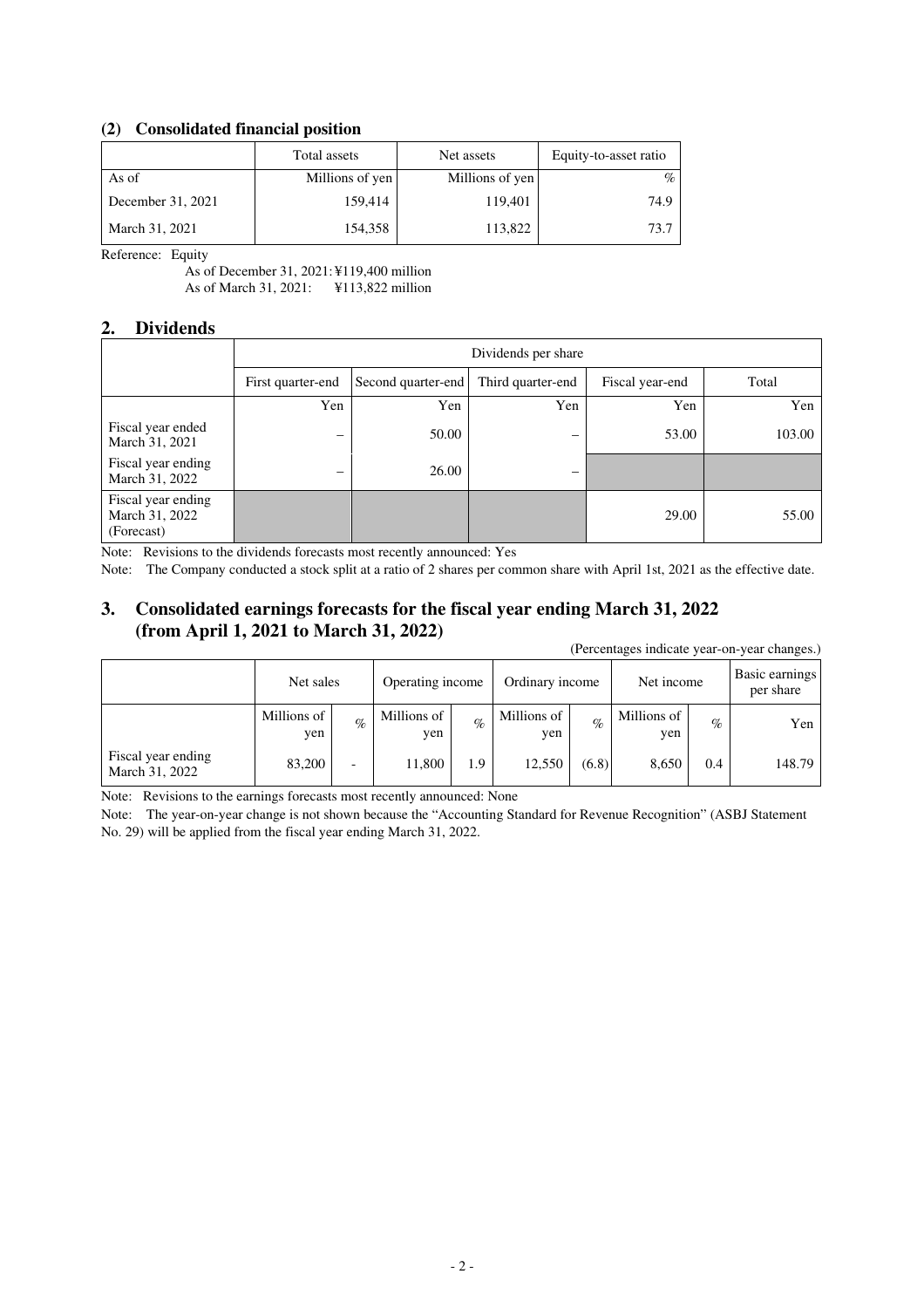### (2) Consolidated financial position

| | Total assets | Net assets | Equity-to-asset ratio |
|---|---|---|---|
| As of | Millions of yen | Millions of yen | % |
| December 31, 2021 | 159,414 | 119,401 | 74.9 |
| March 31, 2021 | 154,358 | 113,822 | 73.7 |

Reference: Equity

As of December 31, 2021: ¥119,400 million

As of March 31, 2021: ¥113,822 million

## 2. Dividends

| | Dividends per share | | | | |
|---|---|---|---|---|---|
| | First quarter-end | Second quarter-end | Third quarter-end | Fiscal year-end | Total |
| | Yen | Yen | Yen | Yen | Yen |
| Fiscal year ended March 31, 2021 | – | 50.00 | – | 53.00 | 103.00 |
| Fiscal year ending March 31, 2022 | – | 26.00 | – | | |
| Fiscal year ending March 31, 2022 (Forecast) | | | | 29.00 | 55.00 |

Note: Revisions to the dividends forecasts most recently announced: Yes

Note: The Company conducted a stock split at a ratio of 2 shares per common share with April 1st, 2021 as the effective date.

## 3. Consolidated earnings forecasts for the fiscal year ending March 31, 2022 (from April 1, 2021 to March 31, 2022)

(Percentages indicate year-on-year changes.)

| | Net sales | | Operating income | | Ordinary income | | Net income | | Basic earnings per share |
|---|---|---|---|---|---|---|---|---|---|
| | Millions of yen | % | Millions of yen | % | Millions of yen | % | Millions of yen | % | Yen |
| Fiscal year ending March 31, 2022 | 83,200 | - | 11,800 | 1.9 | 12,550 | (6.8) | 8,650 | 0.4 | 148.79 |

Note: Revisions to the earnings forecasts most recently announced: None

Note: The year-on-year change is not shown because the "Accounting Standard for Revenue Recognition" (ASBJ Statement No. 29) will be applied from the fiscal year ending March 31, 2022.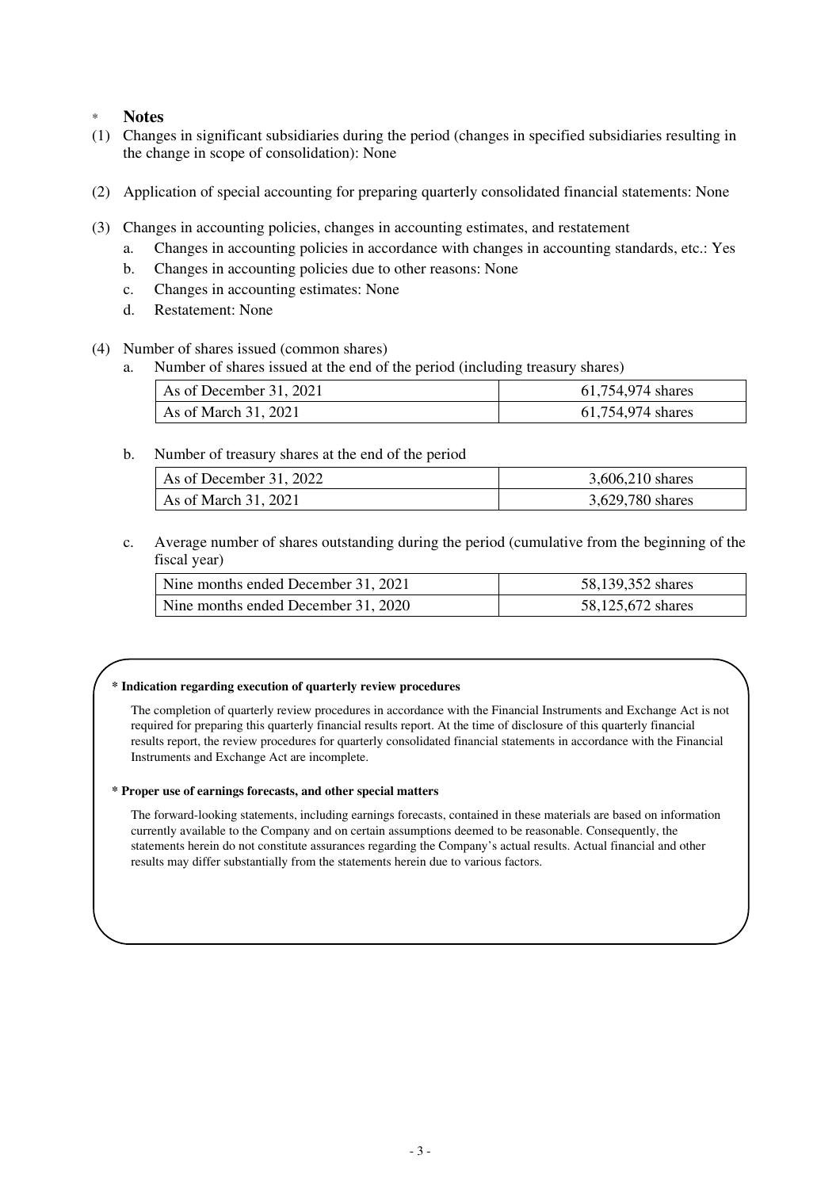## * Notes

(1) Changes in significant subsidiaries during the period (changes in specified subsidiaries resulting in the change in scope of consolidation): None

(2) Application of special accounting for preparing quarterly consolidated financial statements: None

(3) Changes in accounting policies, changes in accounting estimates, and restatement

a. Changes in accounting policies in accordance with changes in accounting standards, etc.: Yes

b. Changes in accounting policies due to other reasons: None

c. Changes in accounting estimates: None

d. Restatement: None

(4) Number of shares issued (common shares)

a. Number of shares issued at the end of the period (including treasury shares)

| | |
|---|---|
| As of December 31, 2021 | 61,754,974 shares |
| As of March 31, 2021 | 61,754,974 shares |

b. Number of treasury shares at the end of the period

| | |
|---|---|
| As of December 31, 2022 | 3,606,210 shares |
| As of March 31, 2021 | 3,629,780 shares |

c. Average number of shares outstanding during the period (cumulative from the beginning of the fiscal year)

| | |
|---|---|
| Nine months ended December 31, 2021 | 58,139,352 shares |
| Nine months ended December 31, 2020 | 58,125,672 shares |

**\* Indication regarding execution of quarterly review procedures**

The completion of quarterly review procedures in accordance with the Financial Instruments and Exchange Act is not required for preparing this quarterly financial results report. At the time of disclosure of this quarterly financial results report, the review procedures for quarterly consolidated financial statements in accordance with the Financial Instruments and Exchange Act are incomplete.

**\* Proper use of earnings forecasts, and other special matters**

The forward-looking statements, including earnings forecasts, contained in these materials are based on information currently available to the Company and on certain assumptions deemed to be reasonable. Consequently, the statements herein do not constitute assurances regarding the Company's actual results. Actual financial and other results may differ substantially from the statements herein due to various factors.